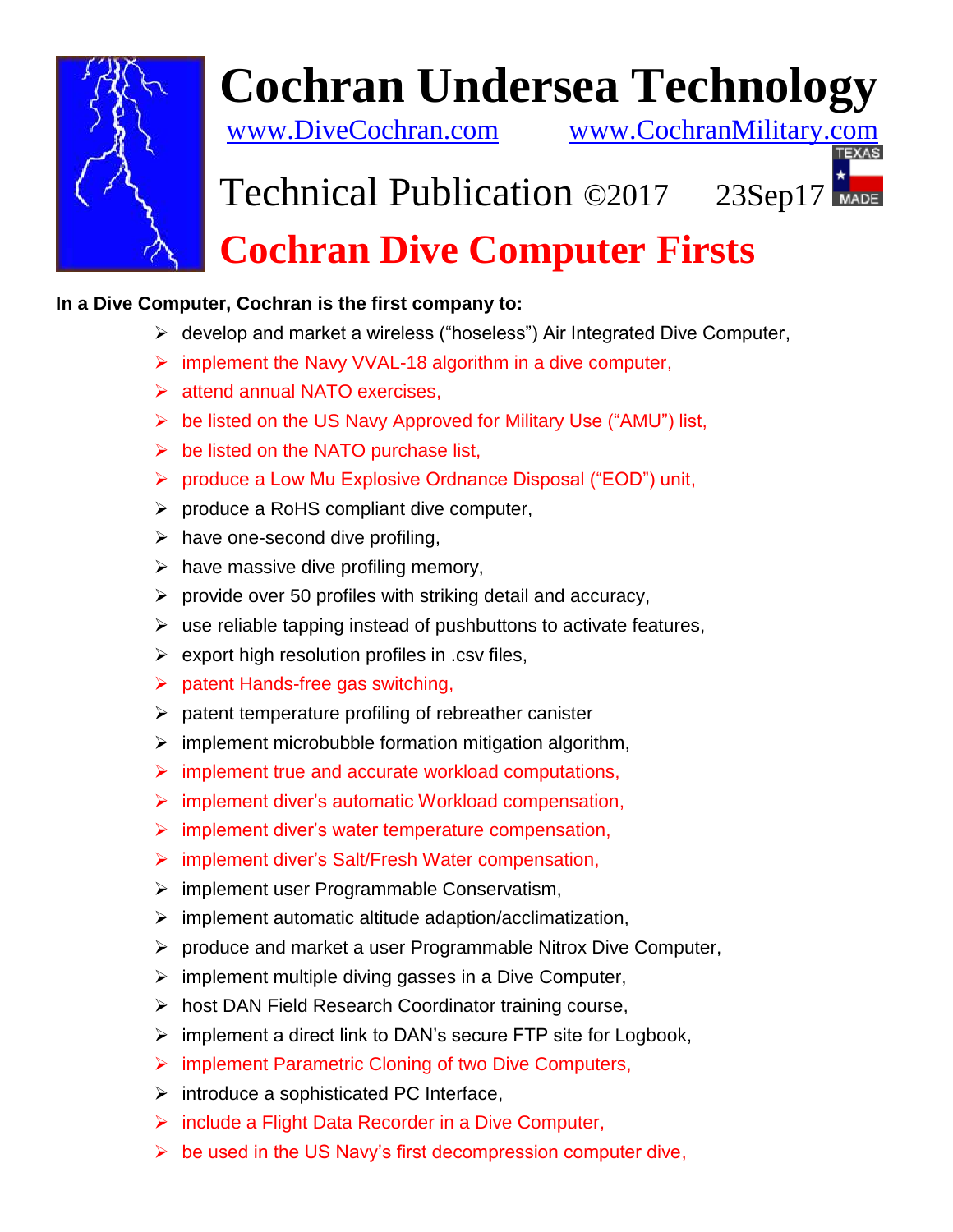# Cochran Undersea Technology

www.DiveCochran.com www.CochranMilitary.com

Technical Publication ©2017 23Sep17

## Cochran Dive Computer Firsts

**In a Dive Computer, Cochran is the first company to:**

- develop and market a wireless ("hoseless") Air Integrated Dive Computer,
- implement the Navy VVAL-18 algorithm in a dive computer,
- attend annual NATO exercises,
- be listed on the US Navy Approved for Military Use ("AMU") list,
- be listed on the NATO purchase list,
- produce a Low Mu Explosive Ordnance Disposal ("EOD") unit,
- produce a RoHS compliant dive computer,
- have one-second dive profiling,
- have massive dive profiling memory,
- provide over 50 profiles with striking detail and accuracy,
- use reliable tapping instead of pushbuttons to activate features,
- export high resolution profiles in .csv files,
- patent Hands-free gas switching,
- patent temperature profiling of rebreather canister
- implement microbubble formation mitigation algorithm,
- implement true and accurate workload computations,
- implement diver's automatic Workload compensation,
- implement diver's water temperature compensation,
- implement diver's Salt/Fresh Water compensation,
- implement user Programmable Conservatism,
- implement automatic altitude adaption/acclimatization,
- produce and market a user Programmable Nitrox Dive Computer,
- implement multiple diving gasses in a Dive Computer,
- host DAN Field Research Coordinator training course,
- implement a direct link to DAN's secure FTP site for Logbook,
- implement Parametric Cloning of two Dive Computers,
- introduce a sophisticated PC Interface,
- include a Flight Data Recorder in a Dive Computer,
- be used in the US Navy's first decompression computer dive,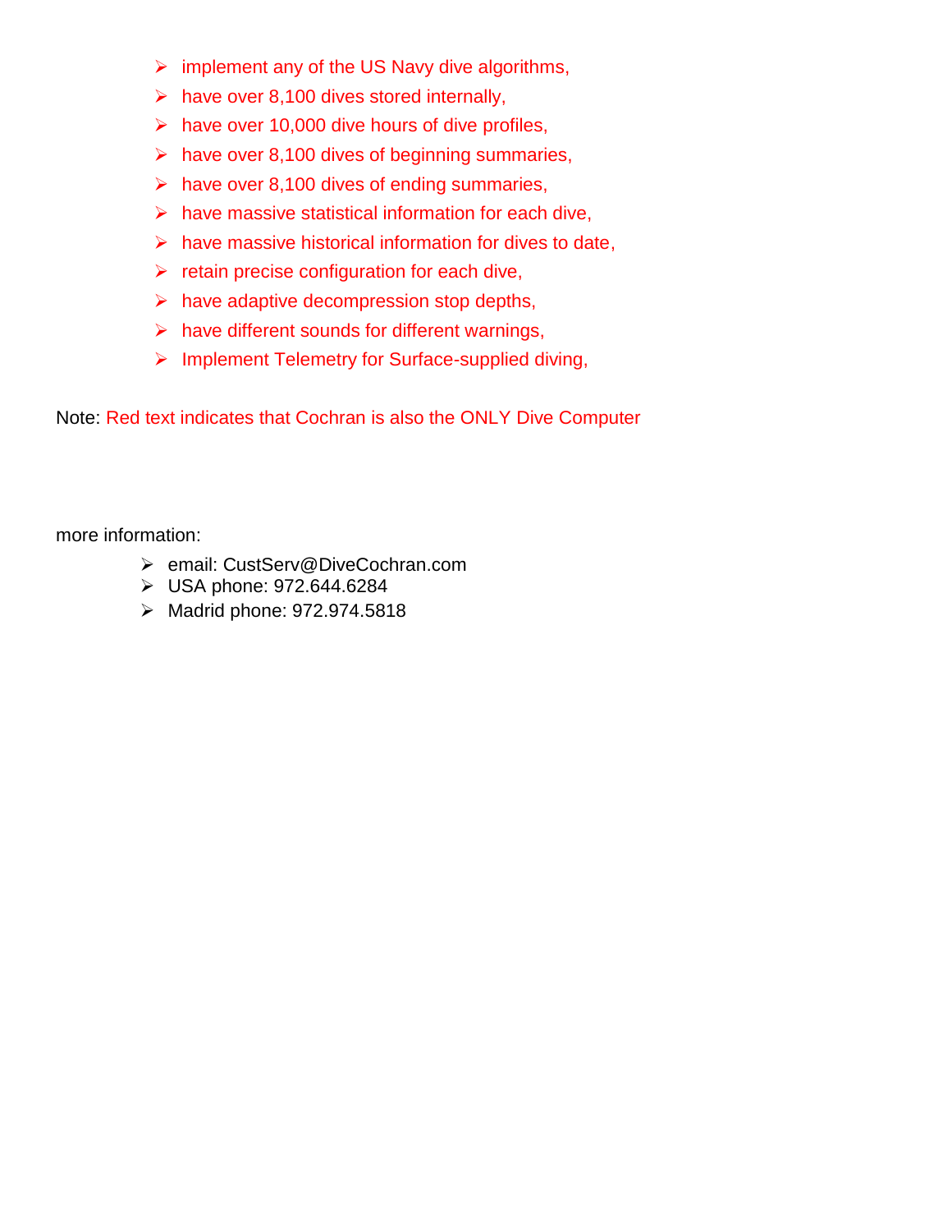- implement any of the US Navy dive algorithms,
- have over 8,100 dives stored internally,
- have over 10,000 dive hours of dive profiles,
- have over 8,100 dives of beginning summaries,
- have over 8,100 dives of ending summaries,
- have massive statistical information for each dive,
- have massive historical information for dives to date,
- retain precise configuration for each dive,
- have adaptive decompression stop depths,
- have different sounds for different warnings,
- Implement Telemetry for Surface-supplied diving,

Note: Red text indicates that Cochran is also the ONLY Dive Computer

more information:

- email: CustServ@DiveCochran.com
- USA phone: 972.644.6284
- Madrid phone: 972.974.5818